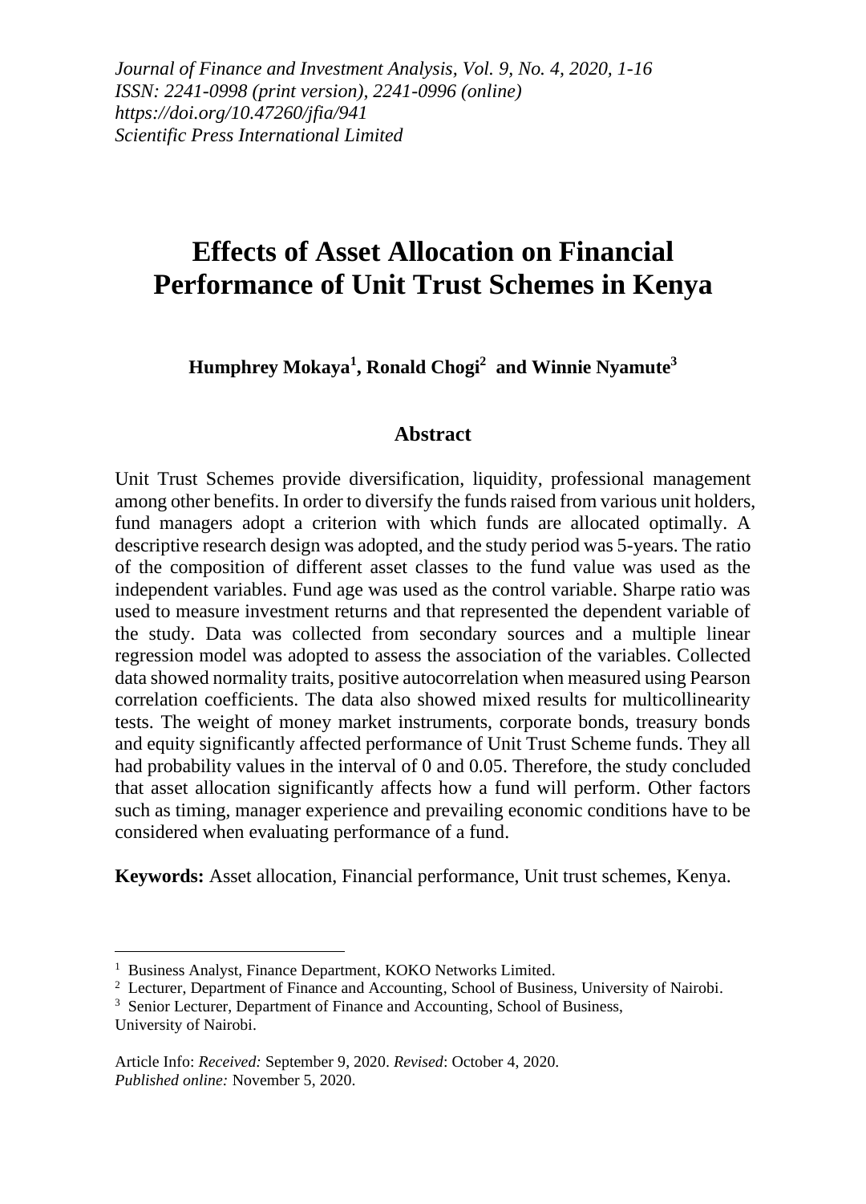*Journal of Finance and Investment Analysis, Vol. 9, No. 4, 2020, 1-16*
*ISSN: 2241-0998 (print version), 2241-0996 (online)*
*https://doi.org/10.47260/jfia/941*
*Scientific Press International Limited*

# Effects of Asset Allocation on Financial Performance of Unit Trust Schemes in Kenya

**Humphrey Mokaya[1], Ronald Chogi[2] and Winnie Nyamute[3]**

## Abstract

Unit Trust Schemes provide diversification, liquidity, professional management among other benefits. In order to diversify the funds raised from various unit holders, fund managers adopt a criterion with which funds are allocated optimally. A descriptive research design was adopted, and the study period was 5-years. The ratio of the composition of different asset classes to the fund value was used as the independent variables. Fund age was used as the control variable. Sharpe ratio was used to measure investment returns and that represented the dependent variable of the study. Data was collected from secondary sources and a multiple linear regression model was adopted to assess the association of the variables. Collected data showed normality traits, positive autocorrelation when measured using Pearson correlation coefficients. The data also showed mixed results for multicollinearity tests. The weight of money market instruments, corporate bonds, treasury bonds and equity significantly affected performance of Unit Trust Scheme funds. They all had probability values in the interval of 0 and 0.05. Therefore, the study concluded that asset allocation significantly affects how a fund will perform. Other factors such as timing, manager experience and prevailing economic conditions have to be considered when evaluating performance of a fund.

**Keywords:** Asset allocation, Financial performance, Unit trust schemes, Kenya.

---

[1] Business Analyst, Finance Department, KOKO Networks Limited.
[2] Lecturer, Department of Finance and Accounting, School of Business, University of Nairobi.
[3] Senior Lecturer, Department of Finance and Accounting, School of Business, University of Nairobi.

Article Info: *Received:* September 9, 2020. *Revised*: October 4, 2020.
*Published online:* November 5, 2020.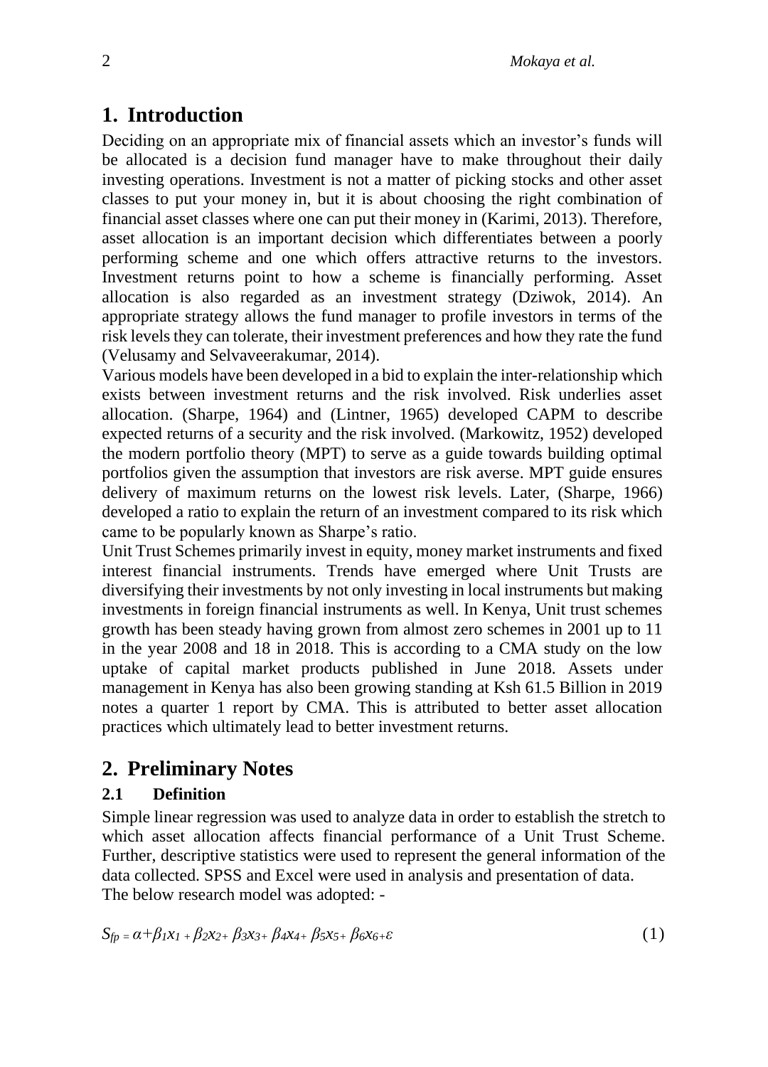## 1. Introduction

Deciding on an appropriate mix of financial assets which an investor's funds will be allocated is a decision fund manager have to make throughout their daily investing operations. Investment is not a matter of picking stocks and other asset classes to put your money in, but it is about choosing the right combination of financial asset classes where one can put their money in (Karimi, 2013). Therefore, asset allocation is an important decision which differentiates between a poorly performing scheme and one which offers attractive returns to the investors. Investment returns point to how a scheme is financially performing. Asset allocation is also regarded as an investment strategy (Dziwok, 2014). An appropriate strategy allows the fund manager to profile investors in terms of the risk levels they can tolerate, their investment preferences and how they rate the fund (Velusamy and Selvaveerakumar, 2014).

Various models have been developed in a bid to explain the inter-relationship which exists between investment returns and the risk involved. Risk underlies asset allocation. (Sharpe, 1964) and (Lintner, 1965) developed CAPM to describe expected returns of a security and the risk involved. (Markowitz, 1952) developed the modern portfolio theory (MPT) to serve as a guide towards building optimal portfolios given the assumption that investors are risk averse. MPT guide ensures delivery of maximum returns on the lowest risk levels. Later, (Sharpe, 1966) developed a ratio to explain the return of an investment compared to its risk which came to be popularly known as Sharpe's ratio.

Unit Trust Schemes primarily invest in equity, money market instruments and fixed interest financial instruments. Trends have emerged where Unit Trusts are diversifying their investments by not only investing in local instruments but making investments in foreign financial instruments as well. In Kenya, Unit trust schemes growth has been steady having grown from almost zero schemes in 2001 up to 11 in the year 2008 and 18 in 2018. This is according to a CMA study on the low uptake of capital market products published in June 2018. Assets under management in Kenya has also been growing standing at Ksh 61.5 Billion in 2019 notes a quarter 1 report by CMA. This is attributed to better asset allocation practices which ultimately lead to better investment returns.

## 2. Preliminary Notes

### 2.1 Definition

Simple linear regression was used to analyze data in order to establish the stretch to which asset allocation affects financial performance of a Unit Trust Scheme. Further, descriptive statistics were used to represent the general information of the data collected. SPSS and Excel were used in analysis and presentation of data.

The below research model was adopted: -

$$S_{fp} = \alpha + \beta_1 x_1 + \beta_2 x_2 + \beta_3 x_3 + \beta_4 x_4 + \beta_5 x_5 + \beta_6 x_6 + \varepsilon \tag{1}$$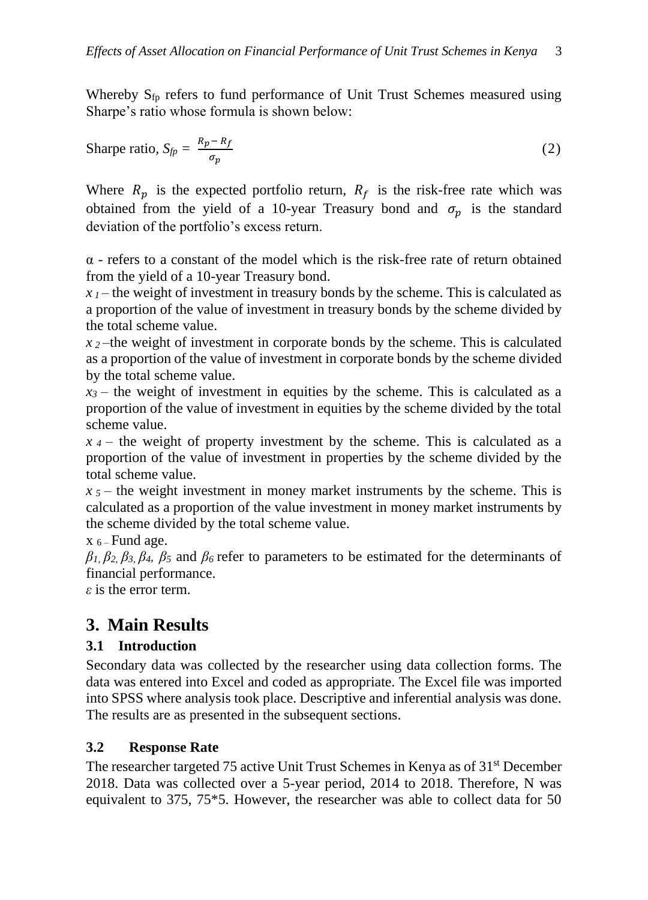Whereby $S_{fp}$ refers to fund performance of Unit Trust Schemes measured using Sharpe's ratio whose formula is shown below:

$$\text{Sharpe ratio, } S_{fp} = \frac{R_p - R_f}{\sigma_p} \tag{2}$$

Where $R_p$ is the expected portfolio return, $R_f$ is the risk-free rate which was obtained from the yield of a 10-year Treasury bond and $\sigma_p$ is the standard deviation of the portfolio's excess return.

$\alpha$ - refers to a constant of the model which is the risk-free rate of return obtained from the yield of a 10-year Treasury bond.
$x_1$ – the weight of investment in treasury bonds by the scheme. This is calculated as a proportion of the value of investment in treasury bonds by the scheme divided by the total scheme value.
$x_2$ –the weight of investment in corporate bonds by the scheme. This is calculated as a proportion of the value of investment in corporate bonds by the scheme divided by the total scheme value.
$x_3$ – the weight of investment in equities by the scheme. This is calculated as a proportion of the value of investment in equities by the scheme divided by the total scheme value.
$x_4$ – the weight of property investment by the scheme. This is calculated as a proportion of the value of investment in properties by the scheme divided by the total scheme value.
$x_5$ – the weight investment in money market instruments by the scheme. This is calculated as a proportion of the value investment in money market instruments by the scheme divided by the total scheme value.
$x_6$ – Fund age.
$\beta_1, \beta_2, \beta_3, \beta_4, \beta_5$ and $\beta_6$ refer to parameters to be estimated for the determinants of financial performance.
$\varepsilon$ is the error term.

## 3. Main Results

### 3.1 Introduction

Secondary data was collected by the researcher using data collection forms. The data was entered into Excel and coded as appropriate. The Excel file was imported into SPSS where analysis took place. Descriptive and inferential analysis was done. The results are as presented in the subsequent sections.

### 3.2 Response Rate

The researcher targeted 75 active Unit Trust Schemes in Kenya as of 31st December 2018. Data was collected over a 5-year period, 2014 to 2018. Therefore, N was equivalent to 375, 75*5. However, the researcher was able to collect data for 50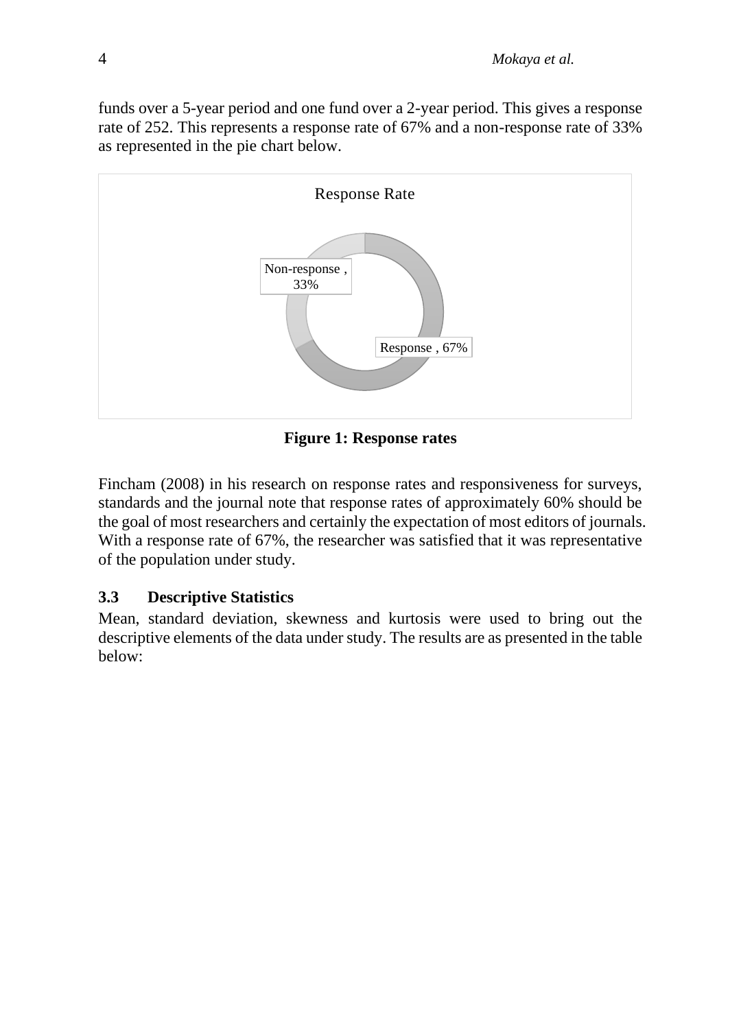funds over a 5-year period and one fund over a 2-year period. This gives a response rate of 252. This represents a response rate of 67% and a non-response rate of 33% as represented in the pie chart below.

**Figure 1: Response rates**

Fincham (2008) in his research on response rates and responsiveness for surveys, standards and the journal note that response rates of approximately 60% should be the goal of most researchers and certainly the expectation of most editors of journals. With a response rate of 67%, the researcher was satisfied that it was representative of the population under study.

### 3.3 Descriptive Statistics

Mean, standard deviation, skewness and kurtosis were used to bring out the descriptive elements of the data under study. The results are as presented in the table below: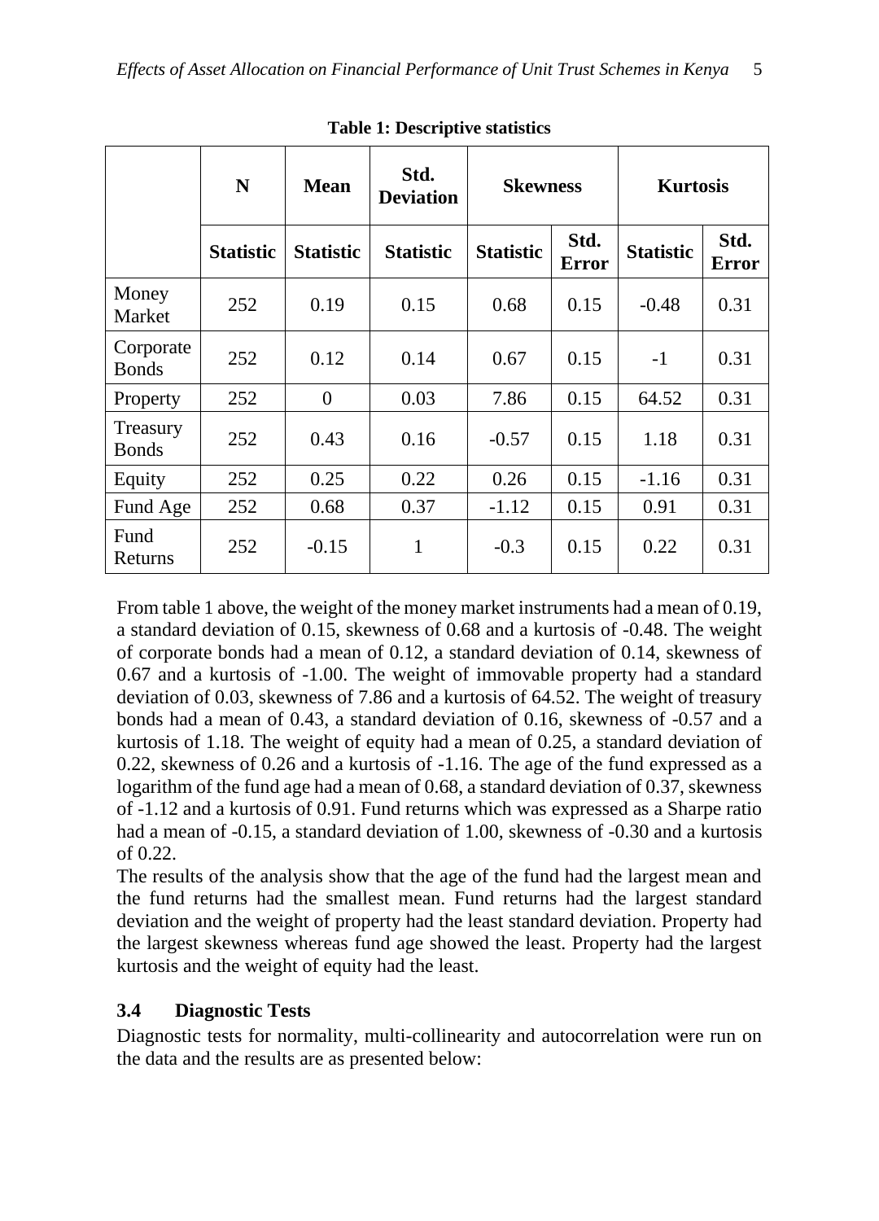**Table 1: Descriptive statistics**

| | N | Mean | Std. Deviation | Skewness | | Kurtosis | |
|---|---|---|---|---|---|---|---|
| | **Statistic** | **Statistic** | **Statistic** | **Statistic** | **Std. Error** | **Statistic** | **Std. Error** |
| Money Market | 252 | 0.19 | 0.15 | 0.68 | 0.15 | -0.48 | 0.31 |
| Corporate Bonds | 252 | 0.12 | 0.14 | 0.67 | 0.15 | -1 | 0.31 |
| Property | 252 | 0 | 0.03 | 7.86 | 0.15 | 64.52 | 0.31 |
| Treasury Bonds | 252 | 0.43 | 0.16 | -0.57 | 0.15 | 1.18 | 0.31 |
| Equity | 252 | 0.25 | 0.22 | 0.26 | 0.15 | -1.16 | 0.31 |
| Fund Age | 252 | 0.68 | 0.37 | -1.12 | 0.15 | 0.91 | 0.31 |
| Fund Returns | 252 | -0.15 | 1 | -0.3 | 0.15 | 0.22 | 0.31 |

From table 1 above, the weight of the money market instruments had a mean of 0.19, a standard deviation of 0.15, skewness of 0.68 and a kurtosis of -0.48. The weight of corporate bonds had a mean of 0.12, a standard deviation of 0.14, skewness of 0.67 and a kurtosis of -1.00. The weight of immovable property had a standard deviation of 0.03, skewness of 7.86 and a kurtosis of 64.52. The weight of treasury bonds had a mean of 0.43, a standard deviation of 0.16, skewness of -0.57 and a kurtosis of 1.18. The weight of equity had a mean of 0.25, a standard deviation of 0.22, skewness of 0.26 and a kurtosis of -1.16. The age of the fund expressed as a logarithm of the fund age had a mean of 0.68, a standard deviation of 0.37, skewness of -1.12 and a kurtosis of 0.91. Fund returns which was expressed as a Sharpe ratio had a mean of -0.15, a standard deviation of 1.00, skewness of -0.30 and a kurtosis of 0.22.

The results of the analysis show that the age of the fund had the largest mean and the fund returns had the smallest mean. Fund returns had the largest standard deviation and the weight of property had the least standard deviation. Property had the largest skewness whereas fund age showed the least. Property had the largest kurtosis and the weight of equity had the least.

### 3.4 Diagnostic Tests

Diagnostic tests for normality, multi-collinearity and autocorrelation were run on the data and the results are as presented below: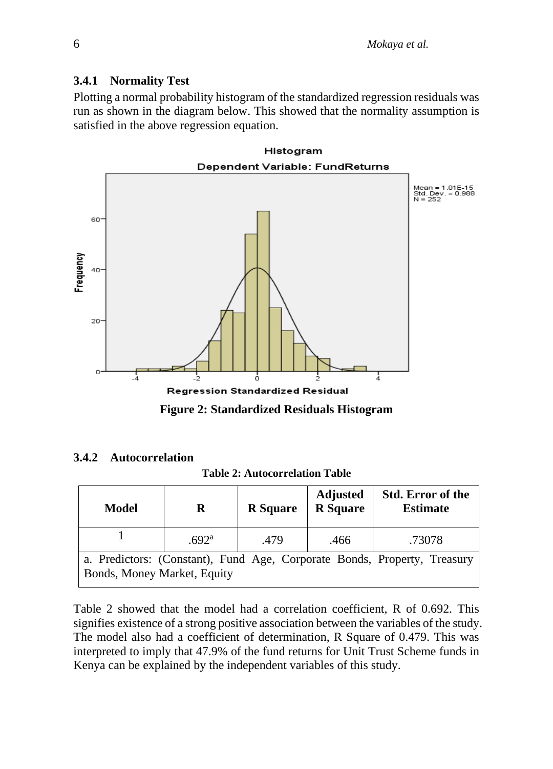### 3.4.1 Normality Test

Plotting a normal probability histogram of the standardized regression residuals was run as shown in the diagram below. This showed that the normality assumption is satisfied in the above regression equation.

**Figure 2: Standardized Residuals Histogram**

### 3.4.2 Autocorrelation

**Table 2: Autocorrelation Table**

| Model | R | R Square | Adjusted R Square | Std. Error of the Estimate |
|---|---|---|---|---|
| 1 | .692[a] | .479 | .466 | .73078 |
| a. Predictors: (Constant), Fund Age, Corporate Bonds, Property, Treasury Bonds, Money Market, Equity | | | | |

Table 2 showed that the model had a correlation coefficient, R of 0.692. This signifies existence of a strong positive association between the variables of the study. The model also had a coefficient of determination, R Square of 0.479. This was interpreted to imply that 47.9% of the fund returns for Unit Trust Scheme funds in Kenya can be explained by the independent variables of this study.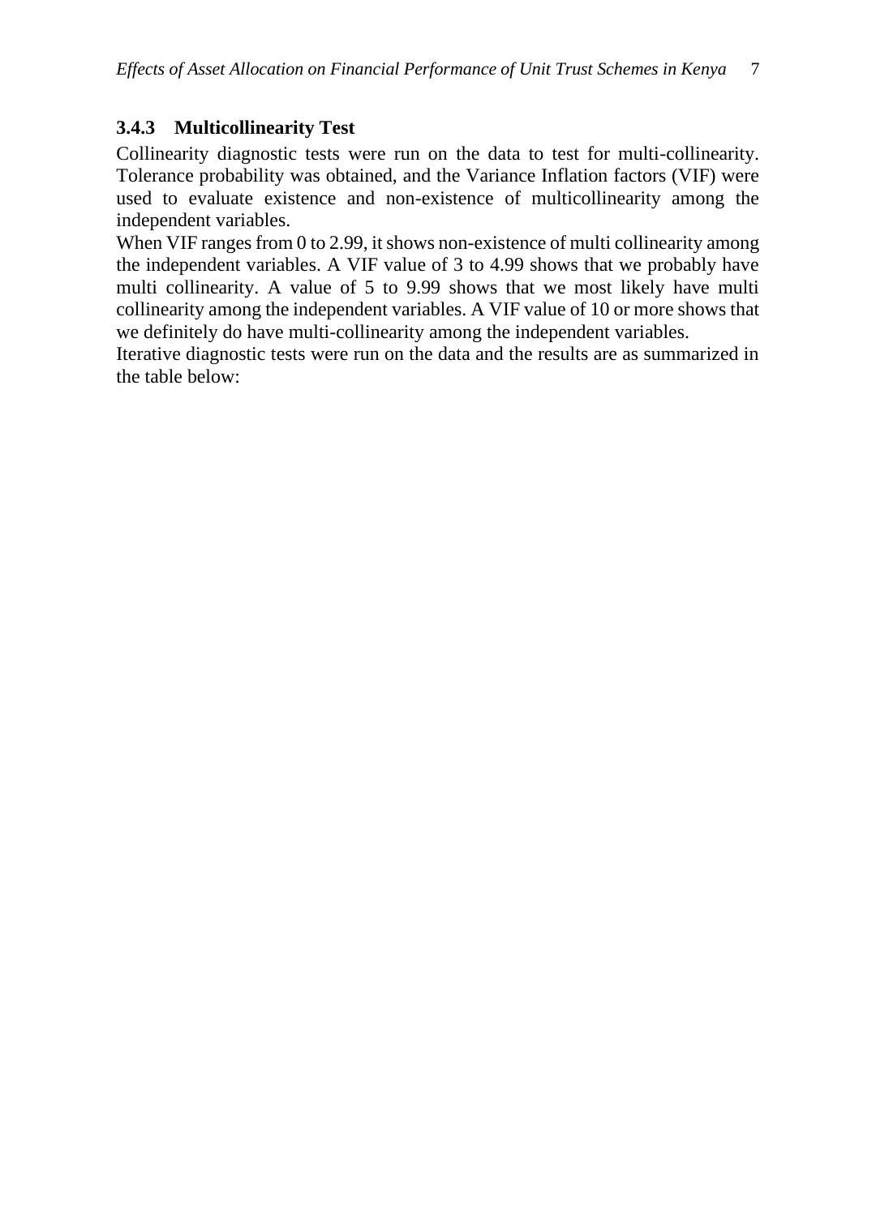### 3.4.3 Multicollinearity Test

Collinearity diagnostic tests were run on the data to test for multi-collinearity. Tolerance probability was obtained, and the Variance Inflation factors (VIF) were used to evaluate existence and non-existence of multicollinearity among the independent variables.

When VIF ranges from 0 to 2.99, it shows non-existence of multi collinearity among the independent variables. A VIF value of 3 to 4.99 shows that we probably have multi collinearity. A value of 5 to 9.99 shows that we most likely have multi collinearity among the independent variables. A VIF value of 10 or more shows that we definitely do have multi-collinearity among the independent variables.

Iterative diagnostic tests were run on the data and the results are as summarized in the table below: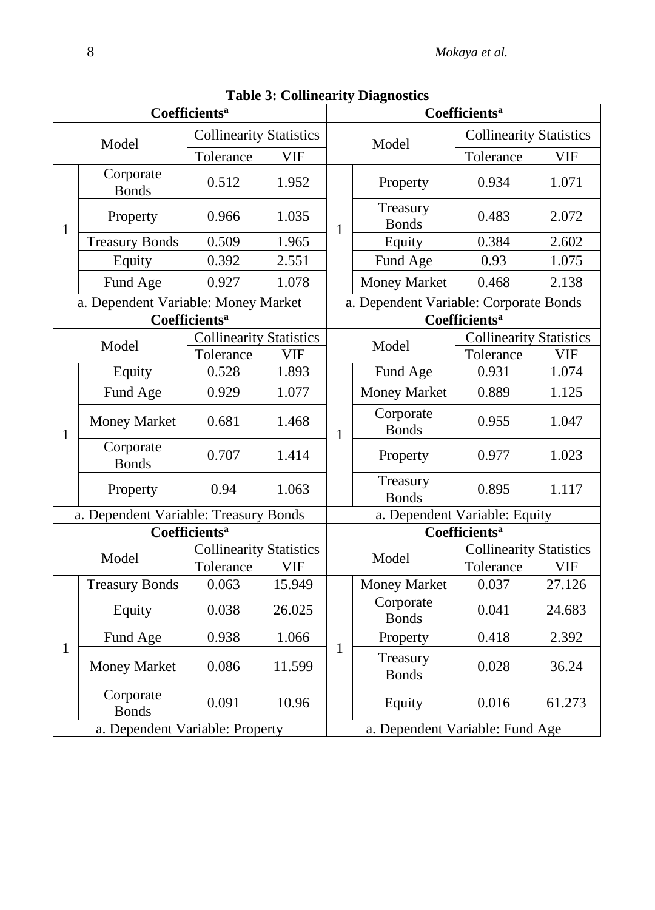**Table 3: Collinearity Diagnostics**

| Coefficients[a] | | | | Coefficients[a] | | | |
|---|---|---|---|---|---|---|---|
| Model | | Collinearity Statistics | | Model | | Collinearity Statistics | |
| | | Tolerance | VIF | | | Tolerance | VIF |
| 1 | Corporate Bonds | 0.512 | 1.952 | 1 | Property | 0.934 | 1.071 |
| | Property | 0.966 | 1.035 | | Treasury Bonds | 0.483 | 2.072 |
| | Treasury Bonds | 0.509 | 1.965 | | Equity | 0.384 | 2.602 |
| | Equity | 0.392 | 2.551 | | Fund Age | 0.93 | 1.075 |
| | Fund Age | 0.927 | 1.078 | | Money Market | 0.468 | 2.138 |
| a. Dependent Variable: Money Market | | | | a. Dependent Variable: Corporate Bonds | | | |
| Coefficients[a] | | | | Coefficients[a] | | | |
| Model | | Collinearity Statistics | | Model | | Collinearity Statistics | |
| | | Tolerance | VIF | | | Tolerance | VIF |
| 1 | Equity | 0.528 | 1.893 | 1 | Fund Age | 0.931 | 1.074 |
| | Fund Age | 0.929 | 1.077 | | Money Market | 0.889 | 1.125 |
| | Money Market | 0.681 | 1.468 | | Corporate Bonds | 0.955 | 1.047 |
| | Corporate Bonds | 0.707 | 1.414 | | Property | 0.977 | 1.023 |
| | Property | 0.94 | 1.063 | | Treasury Bonds | 0.895 | 1.117 |
| a. Dependent Variable: Treasury Bonds | | | | a. Dependent Variable: Equity | | | |
| Coefficients[a] | | | | Coefficients[a] | | | |
| Model | | Collinearity Statistics | | Model | | Collinearity Statistics | |
| | | Tolerance | VIF | | | Tolerance | VIF |
| 1 | Treasury Bonds | 0.063 | 15.949 | 1 | Money Market | 0.037 | 27.126 |
| | Equity | 0.038 | 26.025 | | Corporate Bonds | 0.041 | 24.683 |
| | Fund Age | 0.938 | 1.066 | | Property | 0.418 | 2.392 |
| | Money Market | 0.086 | 11.599 | | Treasury Bonds | 0.028 | 36.24 |
| | Corporate Bonds | 0.091 | 10.96 | | Equity | 0.016 | 61.273 |
| a. Dependent Variable: Property | | | | a. Dependent Variable: Fund Age | | | |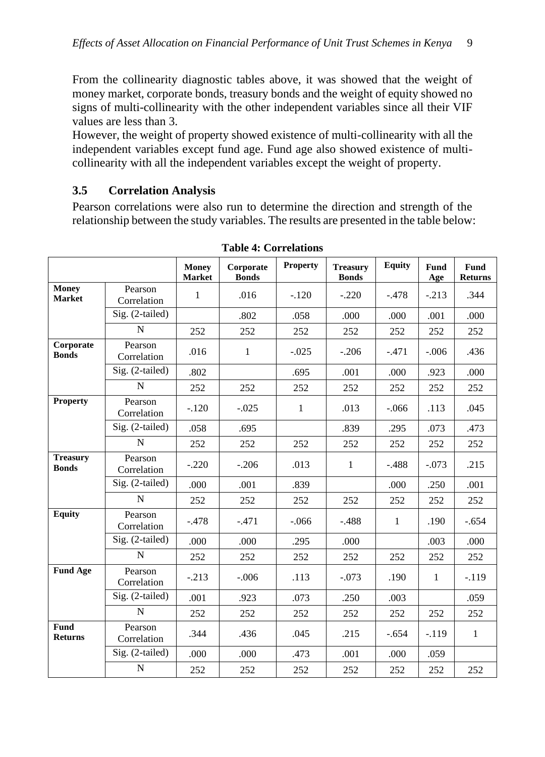From the collinearity diagnostic tables above, it was showed that the weight of money market, corporate bonds, treasury bonds and the weight of equity showed no signs of multi-collinearity with the other independent variables since all their VIF values are less than 3.

However, the weight of property showed existence of multi-collinearity with all the independent variables except fund age. Fund age also showed existence of multi-collinearity with all the independent variables except the weight of property.

### 3.5 Correlation Analysis

Pearson correlations were also run to determine the direction and strength of the relationship between the study variables. The results are presented in the table below:

**Table 4: Correlations**

| | | Money Market | Corporate Bonds | Property | Treasury Bonds | Equity | Fund Age | Fund Returns |
|---|---|---|---|---|---|---|---|---|
| **Money Market** | Pearson Correlation | 1 | .016 | -.120 | -.220 | -.478 | -.213 | .344 |
| | Sig. (2-tailed) | | .802 | .058 | .000 | .000 | .001 | .000 |
| | N | 252 | 252 | 252 | 252 | 252 | 252 | 252 |
| **Corporate Bonds** | Pearson Correlation | .016 | 1 | -.025 | -.206 | -.471 | -.006 | .436 |
| | Sig. (2-tailed) | .802 | | .695 | .001 | .000 | .923 | .000 |
| | N | 252 | 252 | 252 | 252 | 252 | 252 | 252 |
| **Property** | Pearson Correlation | -.120 | -.025 | 1 | .013 | -.066 | .113 | .045 |
| | Sig. (2-tailed) | .058 | .695 | | .839 | .295 | .073 | .473 |
| | N | 252 | 252 | 252 | 252 | 252 | 252 | 252 |
| **Treasury Bonds** | Pearson Correlation | -.220 | -.206 | .013 | 1 | -.488 | -.073 | .215 |
| | Sig. (2-tailed) | .000 | .001 | .839 | | .000 | .250 | .001 |
| | N | 252 | 252 | 252 | 252 | 252 | 252 | 252 |
| **Equity** | Pearson Correlation | -.478 | -.471 | -.066 | -.488 | 1 | .190 | -.654 |
| | Sig. (2-tailed) | .000 | .000 | .295 | .000 | | .003 | .000 |
| | N | 252 | 252 | 252 | 252 | 252 | 252 | 252 |
| **Fund Age** | Pearson Correlation | -.213 | -.006 | .113 | -.073 | .190 | 1 | -.119 |
| | Sig. (2-tailed) | .001 | .923 | .073 | .250 | .003 | | .059 |
| | N | 252 | 252 | 252 | 252 | 252 | 252 | 252 |
| **Fund Returns** | Pearson Correlation | .344 | .436 | .045 | .215 | -.654 | -.119 | 1 |
| | Sig. (2-tailed) | .000 | .000 | .473 | .001 | .000 | .059 | |
| | N | 252 | 252 | 252 | 252 | 252 | 252 | 252 |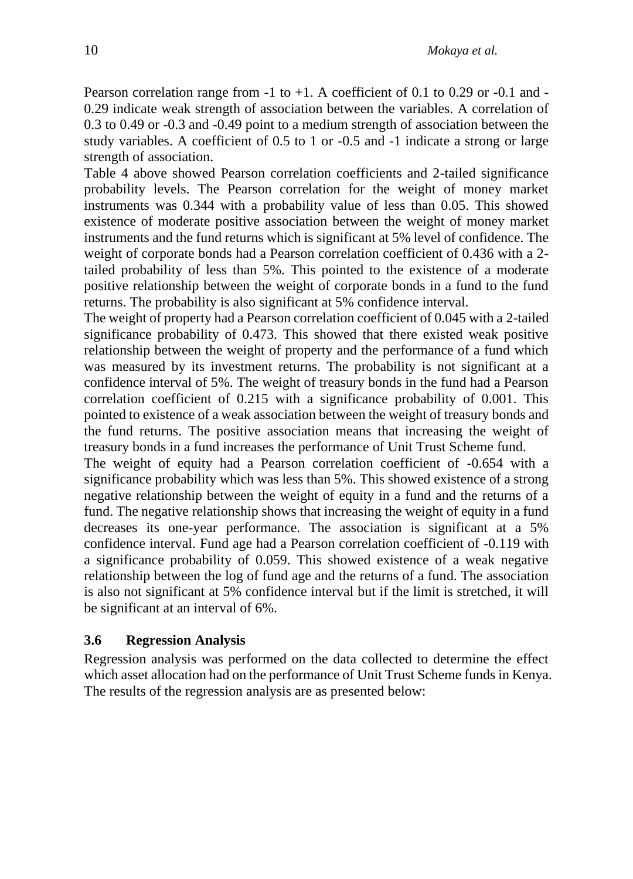Pearson correlation range from -1 to +1. A coefficient of 0.1 to 0.29 or -0.1 and -0.29 indicate weak strength of association between the variables. A correlation of 0.3 to 0.49 or -0.3 and -0.49 point to a medium strength of association between the study variables. A coefficient of 0.5 to 1 or -0.5 and -1 indicate a strong or large strength of association.

Table 4 above showed Pearson correlation coefficients and 2-tailed significance probability levels. The Pearson correlation for the weight of money market instruments was 0.344 with a probability value of less than 0.05. This showed existence of moderate positive association between the weight of money market instruments and the fund returns which is significant at 5% level of confidence. The weight of corporate bonds had a Pearson correlation coefficient of 0.436 with a 2-tailed probability of less than 5%. This pointed to the existence of a moderate positive relationship between the weight of corporate bonds in a fund to the fund returns. The probability is also significant at 5% confidence interval.

The weight of property had a Pearson correlation coefficient of 0.045 with a 2-tailed significance probability of 0.473. This showed that there existed weak positive relationship between the weight of property and the performance of a fund which was measured by its investment returns. The probability is not significant at a confidence interval of 5%. The weight of treasury bonds in the fund had a Pearson correlation coefficient of 0.215 with a significance probability of 0.001. This pointed to existence of a weak association between the weight of treasury bonds and the fund returns. The positive association means that increasing the weight of treasury bonds in a fund increases the performance of Unit Trust Scheme fund.

The weight of equity had a Pearson correlation coefficient of -0.654 with a significance probability which was less than 5%. This showed existence of a strong negative relationship between the weight of equity in a fund and the returns of a fund. The negative relationship shows that increasing the weight of equity in a fund decreases its one-year performance. The association is significant at a 5% confidence interval. Fund age had a Pearson correlation coefficient of -0.119 with a significance probability of 0.059. This showed existence of a weak negative relationship between the log of fund age and the returns of a fund. The association is also not significant at 5% confidence interval but if the limit is stretched, it will be significant at an interval of 6%.

### 3.6 Regression Analysis

Regression analysis was performed on the data collected to determine the effect which asset allocation had on the performance of Unit Trust Scheme funds in Kenya. The results of the regression analysis are as presented below: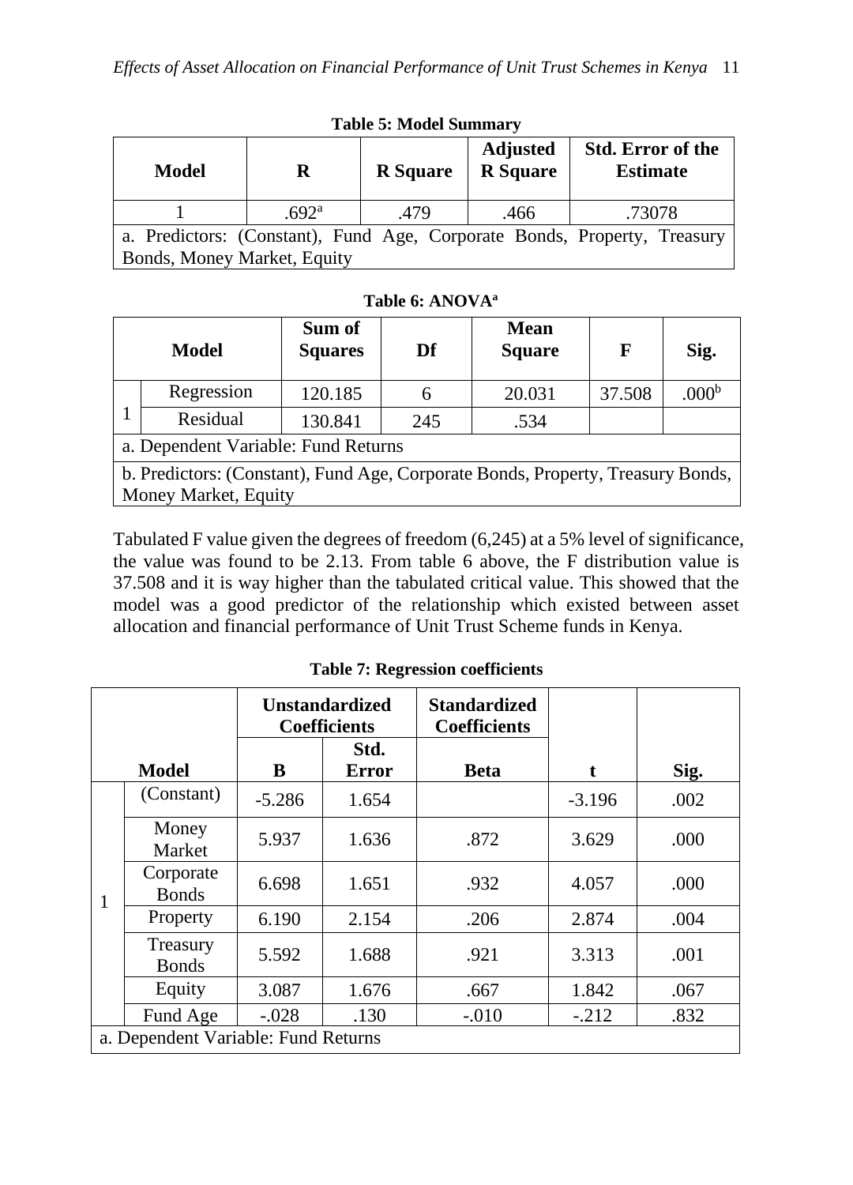**Table 5: Model Summary**

| Model | R | R Square | Adjusted R Square | Std. Error of the Estimate |
|---|---|---|---|---|
| 1 | .692[a] | .479 | .466 | .73078 |

a. Predictors: (Constant), Fund Age, Corporate Bonds, Property, Treasury Bonds, Money Market, Equity

**Table 6: ANOVA[a]**

| Model | | Sum of Squares | Df | Mean Square | F | Sig. |
|---|---|---|---|---|---|---|
| 1 | Regression | 120.185 | 6 | 20.031 | 37.508 | .000[b] |
| | Residual | 130.841 | 245 | .534 | | |

a. Dependent Variable: Fund Returns

b. Predictors: (Constant), Fund Age, Corporate Bonds, Property, Treasury Bonds, Money Market, Equity

Tabulated F value given the degrees of freedom (6,245) at a 5% level of significance, the value was found to be 2.13. From table 6 above, the F distribution value is 37.508 and it is way higher than the tabulated critical value. This showed that the model was a good predictor of the relationship which existed between asset allocation and financial performance of Unit Trust Scheme funds in Kenya.

**Table 7: Regression coefficients**

| Model | | Unstandardized Coefficients | | Standardized Coefficients | t | Sig. |
|---|---|---|---|---|---|---|
| | | B | Std. Error | Beta | | |
| 1 | (Constant) | -5.286 | 1.654 | | -3.196 | .002 |
| | Money Market | 5.937 | 1.636 | .872 | 3.629 | .000 |
| | Corporate Bonds | 6.698 | 1.651 | .932 | 4.057 | .000 |
| | Property | 6.190 | 2.154 | .206 | 2.874 | .004 |
| | Treasury Bonds | 5.592 | 1.688 | .921 | 3.313 | .001 |
| | Equity | 3.087 | 1.676 | .667 | 1.842 | .067 |
| | Fund Age | -.028 | .130 | -.010 | -.212 | .832 |

a. Dependent Variable: Fund Returns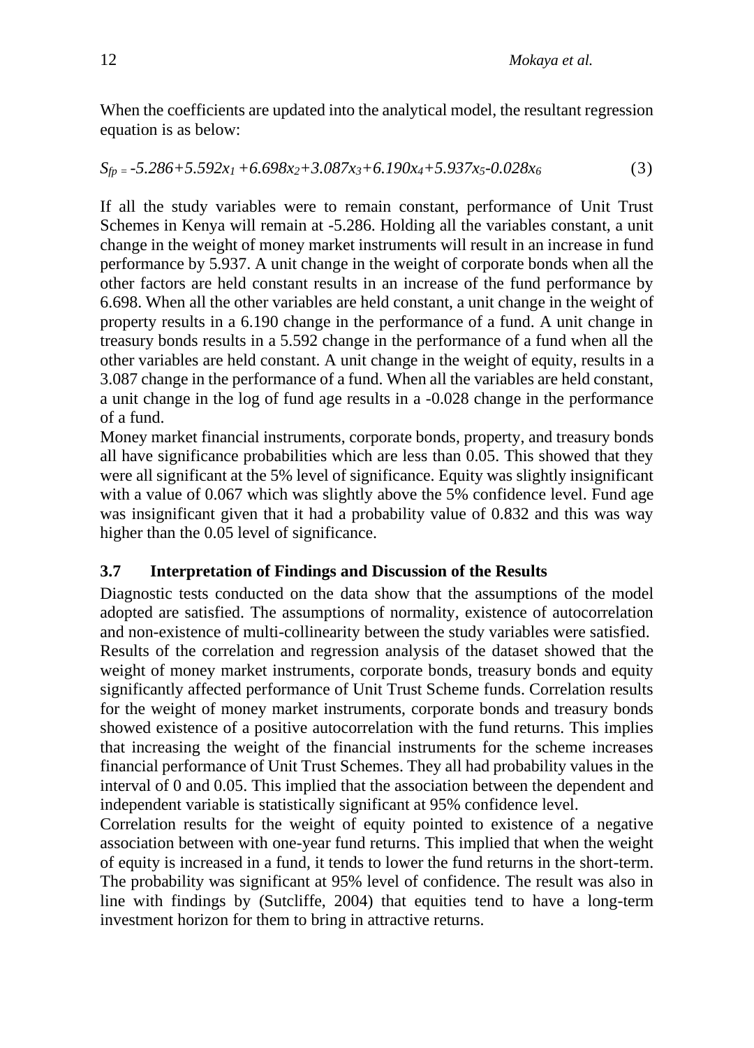When the coefficients are updated into the analytical model, the resultant regression equation is as below:

$$S_{fp} = -5.286+5.592x_1+6.698x_2+3.087x_3+6.190x_4+5.937x_5-0.028x_6 \quad (3)$$

If all the study variables were to remain constant, performance of Unit Trust Schemes in Kenya will remain at -5.286. Holding all the variables constant, a unit change in the weight of money market instruments will result in an increase in fund performance by 5.937. A unit change in the weight of corporate bonds when all the other factors are held constant results in an increase of the fund performance by 6.698. When all the other variables are held constant, a unit change in the weight of property results in a 6.190 change in the performance of a fund. A unit change in treasury bonds results in a 5.592 change in the performance of a fund when all the other variables are held constant. A unit change in the weight of equity, results in a 3.087 change in the performance of a fund. When all the variables are held constant, a unit change in the log of fund age results in a -0.028 change in the performance of a fund.

Money market financial instruments, corporate bonds, property, and treasury bonds all have significance probabilities which are less than 0.05. This showed that they were all significant at the 5% level of significance. Equity was slightly insignificant with a value of 0.067 which was slightly above the 5% confidence level. Fund age was insignificant given that it had a probability value of 0.832 and this was way higher than the 0.05 level of significance.

### 3.7 Interpretation of Findings and Discussion of the Results

Diagnostic tests conducted on the data show that the assumptions of the model adopted are satisfied. The assumptions of normality, existence of autocorrelation and non-existence of multi-collinearity between the study variables were satisfied.

Results of the correlation and regression analysis of the dataset showed that the weight of money market instruments, corporate bonds, treasury bonds and equity significantly affected performance of Unit Trust Scheme funds. Correlation results for the weight of money market instruments, corporate bonds and treasury bonds showed existence of a positive autocorrelation with the fund returns. This implies that increasing the weight of the financial instruments for the scheme increases financial performance of Unit Trust Schemes. They all had probability values in the interval of 0 and 0.05. This implied that the association between the dependent and independent variable is statistically significant at 95% confidence level.

Correlation results for the weight of equity pointed to existence of a negative association between with one-year fund returns. This implied that when the weight of equity is increased in a fund, it tends to lower the fund returns in the short-term. The probability was significant at 95% level of confidence. The result was also in line with findings by (Sutcliffe, 2004) that equities tend to have a long-term investment horizon for them to bring in attractive returns.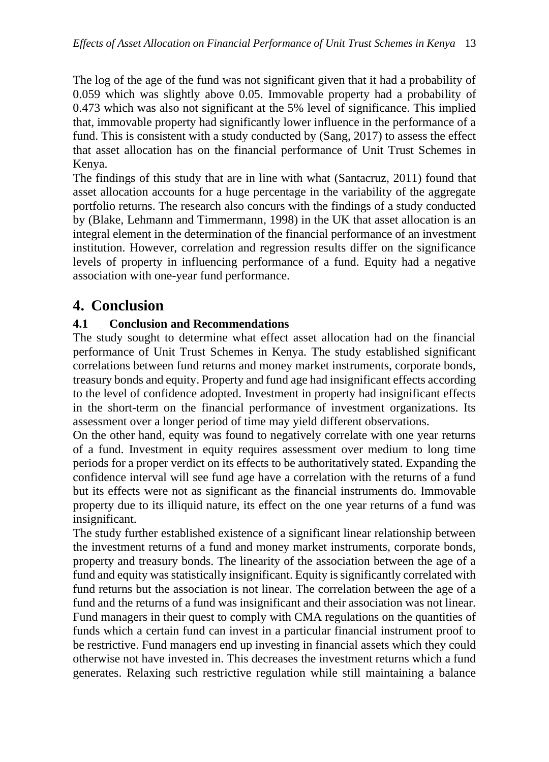The log of the age of the fund was not significant given that it had a probability of 0.059 which was slightly above 0.05. Immovable property had a probability of 0.473 which was also not significant at the 5% level of significance. This implied that, immovable property had significantly lower influence in the performance of a fund. This is consistent with a study conducted by (Sang, 2017) to assess the effect that asset allocation has on the financial performance of Unit Trust Schemes in Kenya.

The findings of this study that are in line with what (Santacruz, 2011) found that asset allocation accounts for a huge percentage in the variability of the aggregate portfolio returns. The research also concurs with the findings of a study conducted by (Blake, Lehmann and Timmermann, 1998) in the UK that asset allocation is an integral element in the determination of the financial performance of an investment institution. However, correlation and regression results differ on the significance levels of property in influencing performance of a fund. Equity had a negative association with one-year fund performance.

# 4. Conclusion

## 4.1 Conclusion and Recommendations

The study sought to determine what effect asset allocation had on the financial performance of Unit Trust Schemes in Kenya. The study established significant correlations between fund returns and money market instruments, corporate bonds, treasury bonds and equity. Property and fund age had insignificant effects according to the level of confidence adopted. Investment in property had insignificant effects in the short-term on the financial performance of investment organizations. Its assessment over a longer period of time may yield different observations.

On the other hand, equity was found to negatively correlate with one year returns of a fund. Investment in equity requires assessment over medium to long time periods for a proper verdict on its effects to be authoritatively stated. Expanding the confidence interval will see fund age have a correlation with the returns of a fund but its effects were not as significant as the financial instruments do. Immovable property due to its illiquid nature, its effect on the one year returns of a fund was insignificant.

The study further established existence of a significant linear relationship between the investment returns of a fund and money market instruments, corporate bonds, property and treasury bonds. The linearity of the association between the age of a fund and equity was statistically insignificant. Equity is significantly correlated with fund returns but the association is not linear. The correlation between the age of a fund and the returns of a fund was insignificant and their association was not linear. Fund managers in their quest to comply with CMA regulations on the quantities of funds which a certain fund can invest in a particular financial instrument proof to be restrictive. Fund managers end up investing in financial assets which they could otherwise not have invested in. This decreases the investment returns which a fund generates. Relaxing such restrictive regulation while still maintaining a balance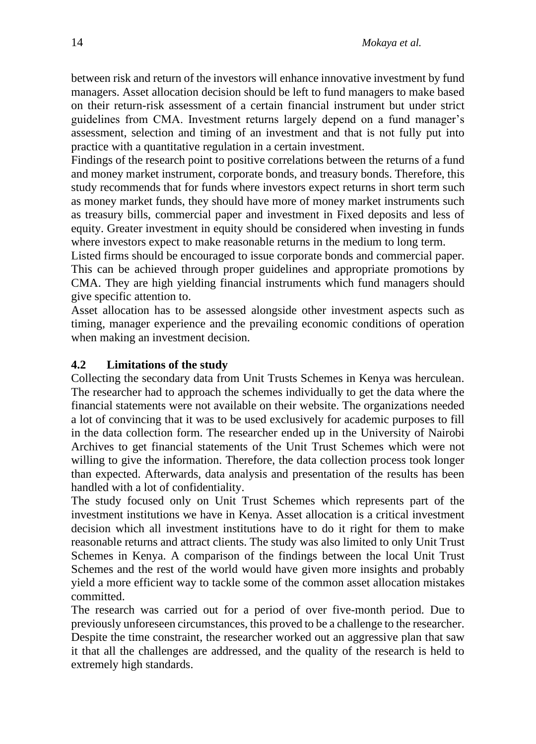between risk and return of the investors will enhance innovative investment by fund managers. Asset allocation decision should be left to fund managers to make based on their return-risk assessment of a certain financial instrument but under strict guidelines from CMA. Investment returns largely depend on a fund manager's assessment, selection and timing of an investment and that is not fully put into practice with a quantitative regulation in a certain investment.

Findings of the research point to positive correlations between the returns of a fund and money market instrument, corporate bonds, and treasury bonds. Therefore, this study recommends that for funds where investors expect returns in short term such as money market funds, they should have more of money market instruments such as treasury bills, commercial paper and investment in Fixed deposits and less of equity. Greater investment in equity should be considered when investing in funds where investors expect to make reasonable returns in the medium to long term.

Listed firms should be encouraged to issue corporate bonds and commercial paper. This can be achieved through proper guidelines and appropriate promotions by CMA. They are high yielding financial instruments which fund managers should give specific attention to.

Asset allocation has to be assessed alongside other investment aspects such as timing, manager experience and the prevailing economic conditions of operation when making an investment decision.

### 4.2 Limitations of the study

Collecting the secondary data from Unit Trusts Schemes in Kenya was herculean. The researcher had to approach the schemes individually to get the data where the financial statements were not available on their website. The organizations needed a lot of convincing that it was to be used exclusively for academic purposes to fill in the data collection form. The researcher ended up in the University of Nairobi Archives to get financial statements of the Unit Trust Schemes which were not willing to give the information. Therefore, the data collection process took longer than expected. Afterwards, data analysis and presentation of the results has been handled with a lot of confidentiality.

The study focused only on Unit Trust Schemes which represents part of the investment institutions we have in Kenya. Asset allocation is a critical investment decision which all investment institutions have to do it right for them to make reasonable returns and attract clients. The study was also limited to only Unit Trust Schemes in Kenya. A comparison of the findings between the local Unit Trust Schemes and the rest of the world would have given more insights and probably yield a more efficient way to tackle some of the common asset allocation mistakes committed.

The research was carried out for a period of over five-month period. Due to previously unforeseen circumstances, this proved to be a challenge to the researcher. Despite the time constraint, the researcher worked out an aggressive plan that saw it that all the challenges are addressed, and the quality of the research is held to extremely high standards.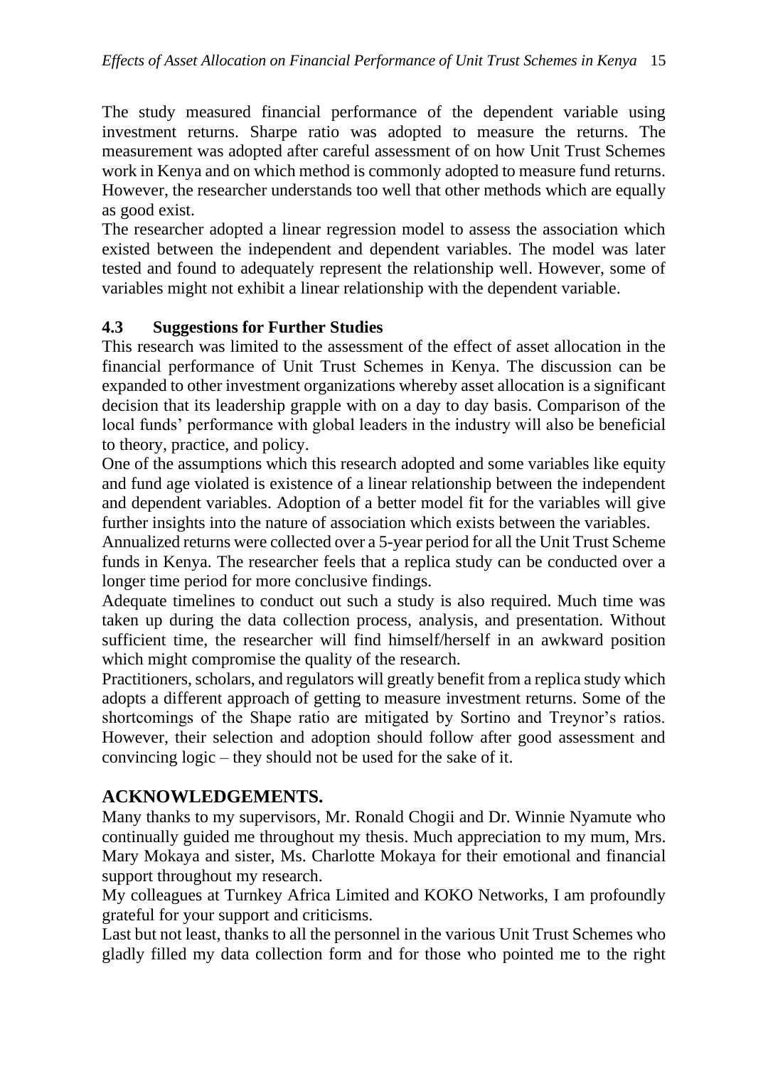The study measured financial performance of the dependent variable using investment returns. Sharpe ratio was adopted to measure the returns. The measurement was adopted after careful assessment of on how Unit Trust Schemes work in Kenya and on which method is commonly adopted to measure fund returns. However, the researcher understands too well that other methods which are equally as good exist.

The researcher adopted a linear regression model to assess the association which existed between the independent and dependent variables. The model was later tested and found to adequately represent the relationship well. However, some of variables might not exhibit a linear relationship with the dependent variable.

### 4.3 Suggestions for Further Studies

This research was limited to the assessment of the effect of asset allocation in the financial performance of Unit Trust Schemes in Kenya. The discussion can be expanded to other investment organizations whereby asset allocation is a significant decision that its leadership grapple with on a day to day basis. Comparison of the local funds' performance with global leaders in the industry will also be beneficial to theory, practice, and policy.

One of the assumptions which this research adopted and some variables like equity and fund age violated is existence of a linear relationship between the independent and dependent variables. Adoption of a better model fit for the variables will give further insights into the nature of association which exists between the variables.

Annualized returns were collected over a 5-year period for all the Unit Trust Scheme funds in Kenya. The researcher feels that a replica study can be conducted over a longer time period for more conclusive findings.

Adequate timelines to conduct out such a study is also required. Much time was taken up during the data collection process, analysis, and presentation. Without sufficient time, the researcher will find himself/herself in an awkward position which might compromise the quality of the research.

Practitioners, scholars, and regulators will greatly benefit from a replica study which adopts a different approach of getting to measure investment returns. Some of the shortcomings of the Shape ratio are mitigated by Sortino and Treynor's ratios. However, their selection and adoption should follow after good assessment and convincing logic – they should not be used for the sake of it.

## ACKNOWLEDGEMENTS.

Many thanks to my supervisors, Mr. Ronald Chogii and Dr. Winnie Nyamute who continually guided me throughout my thesis. Much appreciation to my mum, Mrs. Mary Mokaya and sister, Ms. Charlotte Mokaya for their emotional and financial support throughout my research.

My colleagues at Turnkey Africa Limited and KOKO Networks, I am profoundly grateful for your support and criticisms.

Last but not least, thanks to all the personnel in the various Unit Trust Schemes who gladly filled my data collection form and for those who pointed me to the right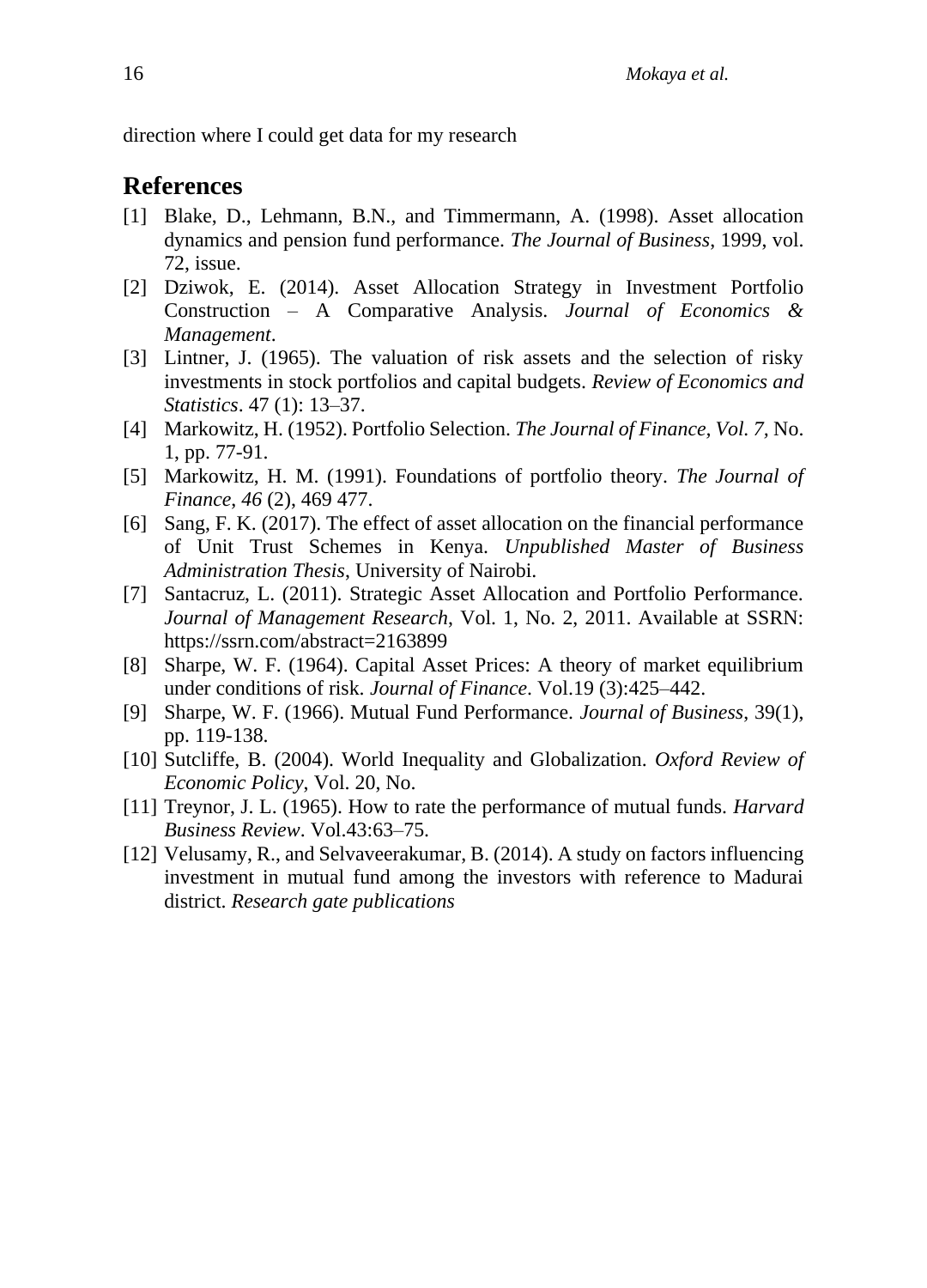direction where I could get data for my research

## References

[1] Blake, D., Lehmann, B.N., and Timmermann, A. (1998). Asset allocation dynamics and pension fund performance. *The Journal of Business*, 1999, vol. 72, issue.

[2] Dziwok, E. (2014). Asset Allocation Strategy in Investment Portfolio Construction – A Comparative Analysis. *Journal of Economics & Management*.

[3] Lintner, J. (1965). The valuation of risk assets and the selection of risky investments in stock portfolios and capital budgets. *Review of Economics and Statistics*. 47 (1): 13–37.

[4] Markowitz, H. (1952). Portfolio Selection. *The Journal of Finance, Vol. 7*, No. 1, pp. 77-91.

[5] Markowitz, H. M. (1991). Foundations of portfolio theory. *The Journal of Finance*, *46* (2), 469 477.

[6] Sang, F. K. (2017). The effect of asset allocation on the financial performance of Unit Trust Schemes in Kenya. *Unpublished Master of Business Administration Thesis*, University of Nairobi.

[7] Santacruz, L. (2011). Strategic Asset Allocation and Portfolio Performance. *Journal of Management Research*, Vol. 1, No. 2, 2011. Available at SSRN: https://ssrn.com/abstract=2163899

[8] Sharpe, W. F. (1964). Capital Asset Prices: A theory of market equilibrium under conditions of risk. *Journal of Finance*. Vol.19 (3):425–442.

[9] Sharpe, W. F. (1966). Mutual Fund Performance. *Journal of Business*, 39(1), pp. 119-138.

[10] Sutcliffe, B. (2004). World Inequality and Globalization. *Oxford Review of Economic Policy*, Vol. 20, No.

[11] Treynor, J. L. (1965). How to rate the performance of mutual funds. *Harvard Business Review*. Vol.43:63–75.

[12] Velusamy, R., and Selvaveerakumar, B. (2014). A study on factors influencing investment in mutual fund among the investors with reference to Madurai district. *Research gate publications*